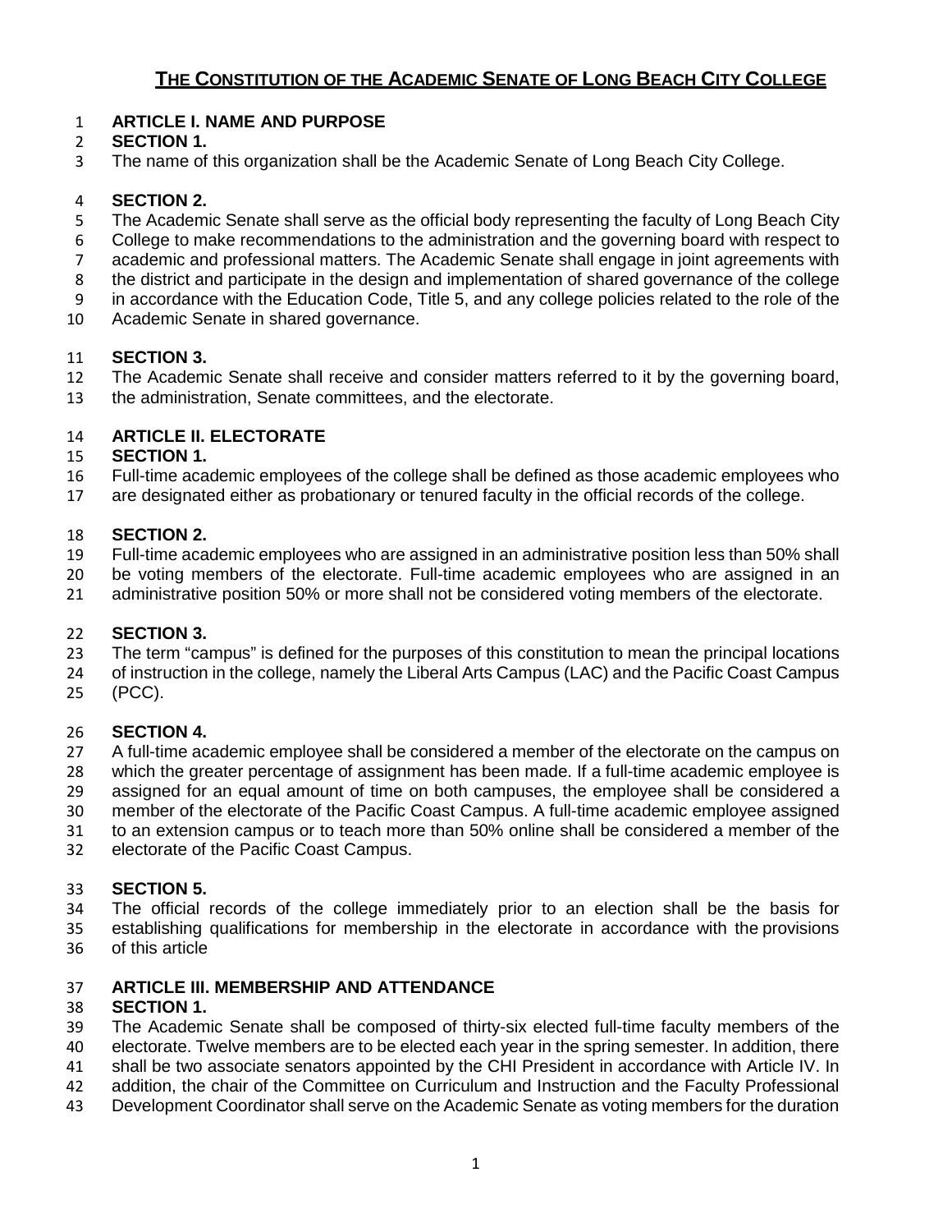# THE CONSTITUTION OF THE ACADEMIC SENATE OF LONG BEACH CITY COLLEGE

## ARTICLE I. NAME AND PURPOSE

### SECTION 1.

The name of this organization shall be the Academic Senate of Long Beach City College.

### SECTION 2.

The Academic Senate shall serve as the official body representing the faculty of Long Beach City College to make recommendations to the administration and the governing board with respect to academic and professional matters. The Academic Senate shall engage in joint agreements with the district and participate in the design and implementation of shared governance of the college in accordance with the Education Code, Title 5, and any college policies related to the role of the Academic Senate in shared governance.

### SECTION 3.

The Academic Senate shall receive and consider matters referred to it by the governing board, the administration, Senate committees, and the electorate.

## ARTICLE II. ELECTORATE

### SECTION 1.

Full-time academic employees of the college shall be defined as those academic employees who are designated either as probationary or tenured faculty in the official records of the college.

### SECTION 2.

Full-time academic employees who are assigned in an administrative position less than 50% shall be voting members of the electorate. Full-time academic employees who are assigned in an administrative position 50% or more shall not be considered voting members of the electorate.

### SECTION 3.

The term "campus" is defined for the purposes of this constitution to mean the principal locations of instruction in the college, namely the Liberal Arts Campus (LAC) and the Pacific Coast Campus (PCC).

### SECTION 4.

A full-time academic employee shall be considered a member of the electorate on the campus on which the greater percentage of assignment has been made. If a full-time academic employee is assigned for an equal amount of time on both campuses, the employee shall be considered a member of the electorate of the Pacific Coast Campus. A full-time academic employee assigned to an extension campus or to teach more than 50% online shall be considered a member of the electorate of the Pacific Coast Campus.

### SECTION 5.

The official records of the college immediately prior to an election shall be the basis for establishing qualifications for membership in the electorate in accordance with the provisions of this article

## ARTICLE III. MEMBERSHIP AND ATTENDANCE

### SECTION 1.

The Academic Senate shall be composed of thirty-six elected full-time faculty members of the electorate. Twelve members are to be elected each year in the spring semester. In addition, there shall be two associate senators appointed by the CHI President in accordance with Article IV. In addition, the chair of the Committee on Curriculum and Instruction and the Faculty Professional Development Coordinator shall serve on the Academic Senate as voting members for the duration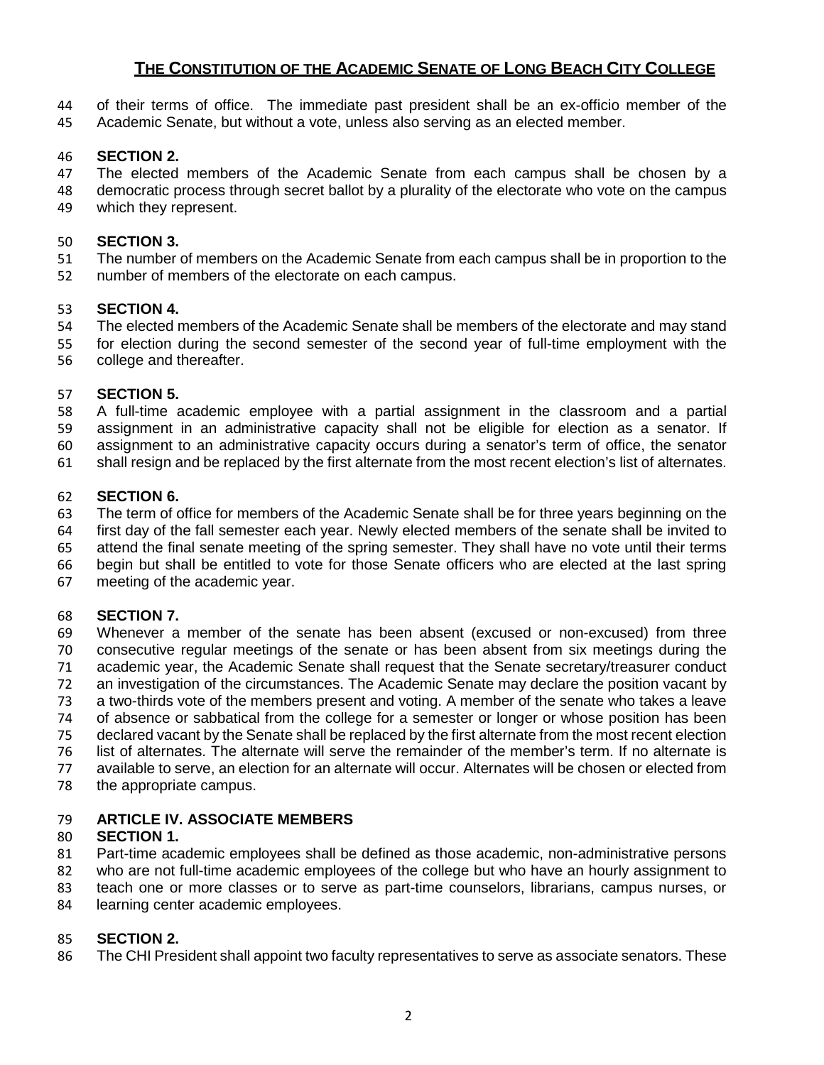of their terms of office. The immediate past president shall be an ex-officio member of the Academic Senate, but without a vote, unless also serving as an elected member.

**SECTION 2.**

The elected members of the Academic Senate from each campus shall be chosen by a democratic process through secret ballot by a plurality of the electorate who vote on the campus which they represent.

**SECTION 3.**

The number of members on the Academic Senate from each campus shall be in proportion to the number of members of the electorate on each campus.

**SECTION 4.**

The elected members of the Academic Senate shall be members of the electorate and may stand for election during the second semester of the second year of full-time employment with the college and thereafter.

**SECTION 5.**

A full-time academic employee with a partial assignment in the classroom and a partial assignment in an administrative capacity shall not be eligible for election as a senator. If assignment to an administrative capacity occurs during a senator's term of office, the senator shall resign and be replaced by the first alternate from the most recent election's list of alternates.

**SECTION 6.**

The term of office for members of the Academic Senate shall be for three years beginning on the first day of the fall semester each year. Newly elected members of the senate shall be invited to attend the final senate meeting of the spring semester. They shall have no vote until their terms begin but shall be entitled to vote for those Senate officers who are elected at the last spring meeting of the academic year.

**SECTION 7.**

Whenever a member of the senate has been absent (excused or non-excused) from three consecutive regular meetings of the senate or has been absent from six meetings during the academic year, the Academic Senate shall request that the Senate secretary/treasurer conduct an investigation of the circumstances. The Academic Senate may declare the position vacant by a two-thirds vote of the members present and voting. A member of the senate who takes a leave of absence or sabbatical from the college for a semester or longer or whose position has been declared vacant by the Senate shall be replaced by the first alternate from the most recent election list of alternates. The alternate will serve the remainder of the member's term. If no alternate is available to serve, an election for an alternate will occur. Alternates will be chosen or elected from the appropriate campus.

## ARTICLE IV. ASSOCIATE MEMBERS

**SECTION 1.**

Part-time academic employees shall be defined as those academic, non-administrative persons who are not full-time academic employees of the college but who have an hourly assignment to teach one or more classes or to serve as part-time counselors, librarians, campus nurses, or learning center academic employees.

**SECTION 2.**

The CHI President shall appoint two faculty representatives to serve as associate senators. These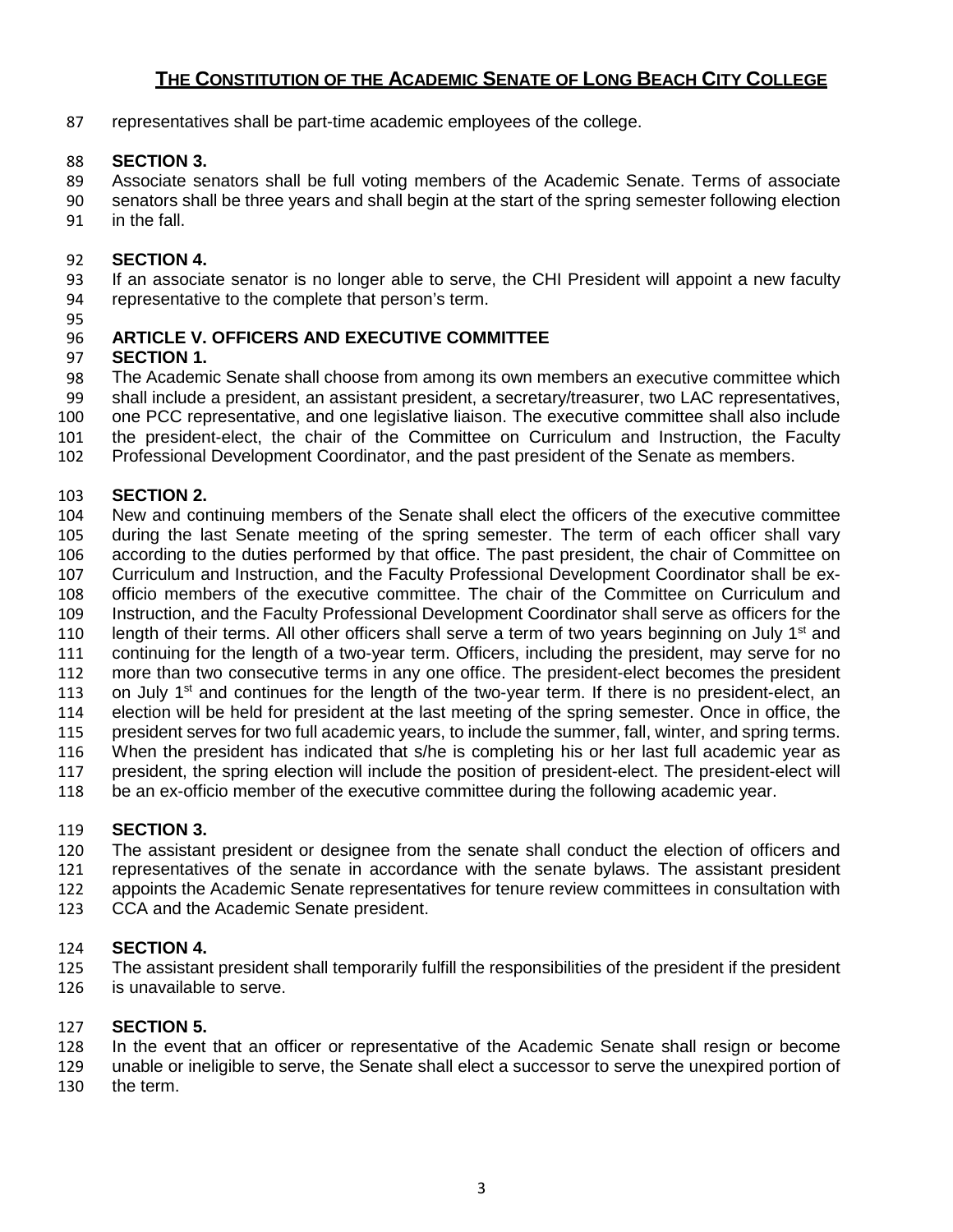representatives shall be part-time academic employees of the college.

**SECTION 3.**

Associate senators shall be full voting members of the Academic Senate. Terms of associate senators shall be three years and shall begin at the start of the spring semester following election in the fall.

**SECTION 4.**

If an associate senator is no longer able to serve, the CHI President will appoint a new faculty representative to the complete that person's term.

## ARTICLE V. OFFICERS AND EXECUTIVE COMMITTEE

**SECTION 1.**

The Academic Senate shall choose from among its own members an executive committee which shall include a president, an assistant president, a secretary/treasurer, two LAC representatives, one PCC representative, and one legislative liaison. The executive committee shall also include the president-elect, the chair of the Committee on Curriculum and Instruction, the Faculty Professional Development Coordinator, and the past president of the Senate as members.

**SECTION 2.**

New and continuing members of the Senate shall elect the officers of the executive committee during the last Senate meeting of the spring semester. The term of each officer shall vary according to the duties performed by that office. The past president, the chair of Committee on Curriculum and Instruction, and the Faculty Professional Development Coordinator shall be ex-officio members of the executive committee. The chair of the Committee on Curriculum and Instruction, and the Faculty Professional Development Coordinator shall serve as officers for the length of their terms. All other officers shall serve a term of two years beginning on July 1st and continuing for the length of a two-year term. Officers, including the president, may serve for no more than two consecutive terms in any one office. The president-elect becomes the president on July 1st and continues for the length of the two-year term. If there is no president-elect, an election will be held for president at the last meeting of the spring semester. Once in office, the president serves for two full academic years, to include the summer, fall, winter, and spring terms. When the president has indicated that s/he is completing his or her last full academic year as president, the spring election will include the position of president-elect. The president-elect will be an ex-officio member of the executive committee during the following academic year.

**SECTION 3.**

The assistant president or designee from the senate shall conduct the election of officers and representatives of the senate in accordance with the senate bylaws. The assistant president appoints the Academic Senate representatives for tenure review committees in consultation with CCA and the Academic Senate president.

**SECTION 4.**

The assistant president shall temporarily fulfill the responsibilities of the president if the president is unavailable to serve.

**SECTION 5.**

In the event that an officer or representative of the Academic Senate shall resign or become unable or ineligible to serve, the Senate shall elect a successor to serve the unexpired portion of the term.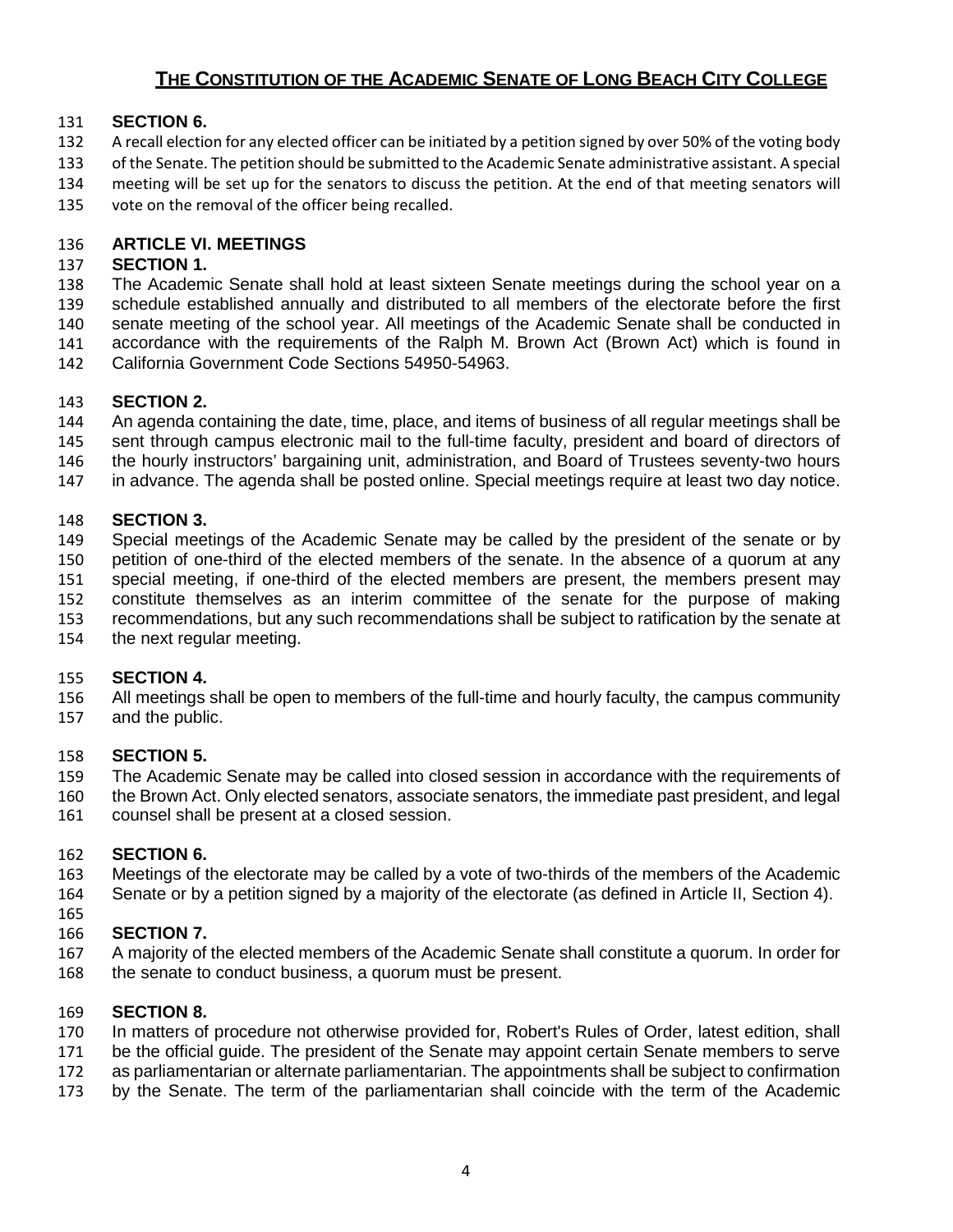## SECTION 6.

A recall election for any elected officer can be initiated by a petition signed by over 50% of the voting body of the Senate. The petition should be submitted to the Academic Senate administrative assistant. A special meeting will be set up for the senators to discuss the petition. At the end of that meeting senators will vote on the removal of the officer being recalled.

## ARTICLE VI. MEETINGS

### SECTION 1.

The Academic Senate shall hold at least sixteen Senate meetings during the school year on a schedule established annually and distributed to all members of the electorate before the first senate meeting of the school year. All meetings of the Academic Senate shall be conducted in accordance with the requirements of the Ralph M. Brown Act (Brown Act) which is found in California Government Code Sections 54950-54963.

### SECTION 2.

An agenda containing the date, time, place, and items of business of all regular meetings shall be sent through campus electronic mail to the full-time faculty, president and board of directors of the hourly instructors' bargaining unit, administration, and Board of Trustees seventy-two hours in advance. The agenda shall be posted online. Special meetings require at least two day notice.

### SECTION 3.

Special meetings of the Academic Senate may be called by the president of the senate or by petition of one-third of the elected members of the senate. In the absence of a quorum at any special meeting, if one-third of the elected members are present, the members present may constitute themselves as an interim committee of the senate for the purpose of making recommendations, but any such recommendations shall be subject to ratification by the senate at the next regular meeting.

### SECTION 4.

All meetings shall be open to members of the full-time and hourly faculty, the campus community and the public.

### SECTION 5.

The Academic Senate may be called into closed session in accordance with the requirements of the Brown Act. Only elected senators, associate senators, the immediate past president, and legal counsel shall be present at a closed session.

### SECTION 6.

Meetings of the electorate may be called by a vote of two-thirds of the members of the Academic Senate or by a petition signed by a majority of the electorate (as defined in Article II, Section 4).

### SECTION 7.

A majority of the elected members of the Academic Senate shall constitute a quorum. In order for the senate to conduct business, a quorum must be present.

### SECTION 8.

In matters of procedure not otherwise provided for, Robert's Rules of Order, latest edition, shall be the official guide. The president of the Senate may appoint certain Senate members to serve as parliamentarian or alternate parliamentarian. The appointments shall be subject to confirmation by the Senate. The term of the parliamentarian shall coincide with the term of the Academic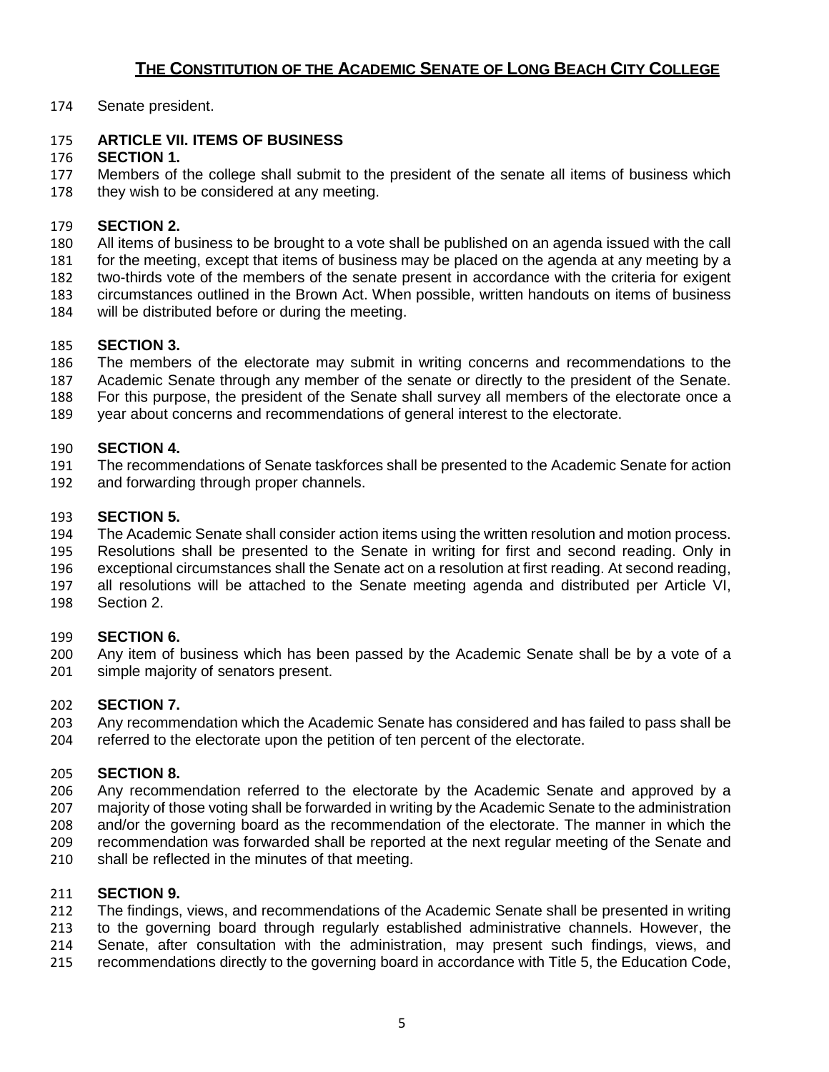Senate president.

### ARTICLE VII. ITEMS OF BUSINESS

**SECTION 1.**

Members of the college shall submit to the president of the senate all items of business which they wish to be considered at any meeting.

**SECTION 2.**

All items of business to be brought to a vote shall be published on an agenda issued with the call for the meeting, except that items of business may be placed on the agenda at any meeting by a two-thirds vote of the members of the senate present in accordance with the criteria for exigent circumstances outlined in the Brown Act. When possible, written handouts on items of business will be distributed before or during the meeting.

**SECTION 3.**

The members of the electorate may submit in writing concerns and recommendations to the Academic Senate through any member of the senate or directly to the president of the Senate. For this purpose, the president of the Senate shall survey all members of the electorate once a year about concerns and recommendations of general interest to the electorate.

**SECTION 4.**

The recommendations of Senate taskforces shall be presented to the Academic Senate for action and forwarding through proper channels.

**SECTION 5.**

The Academic Senate shall consider action items using the written resolution and motion process. Resolutions shall be presented to the Senate in writing for first and second reading. Only in exceptional circumstances shall the Senate act on a resolution at first reading. At second reading, all resolutions will be attached to the Senate meeting agenda and distributed per Article VI, Section 2.

**SECTION 6.**

Any item of business which has been passed by the Academic Senate shall be by a vote of a simple majority of senators present.

**SECTION 7.**

Any recommendation which the Academic Senate has considered and has failed to pass shall be referred to the electorate upon the petition of ten percent of the electorate.

**SECTION 8.**

Any recommendation referred to the electorate by the Academic Senate and approved by a majority of those voting shall be forwarded in writing by the Academic Senate to the administration and/or the governing board as the recommendation of the electorate. The manner in which the recommendation was forwarded shall be reported at the next regular meeting of the Senate and shall be reflected in the minutes of that meeting.

**SECTION 9.**

The findings, views, and recommendations of the Academic Senate shall be presented in writing to the governing board through regularly established administrative channels. However, the Senate, after consultation with the administration, may present such findings, views, and recommendations directly to the governing board in accordance with Title 5, the Education Code,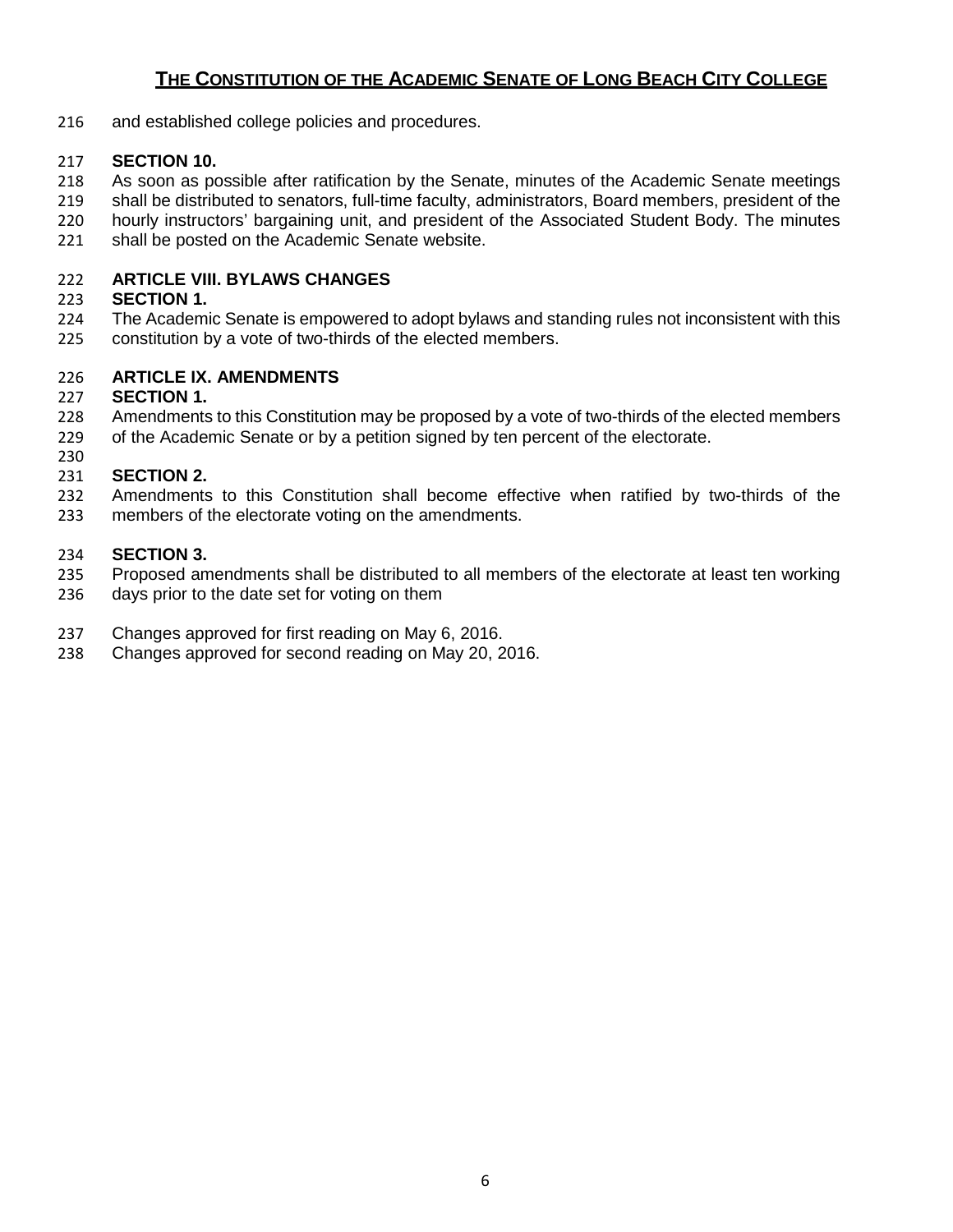and established college policies and procedures.

**SECTION 10.**

As soon as possible after ratification by the Senate, minutes of the Academic Senate meetings shall be distributed to senators, full-time faculty, administrators, Board members, president of the hourly instructors' bargaining unit, and president of the Associated Student Body. The minutes shall be posted on the Academic Senate website.

## ARTICLE VIII. BYLAWS CHANGES

**SECTION 1.**

The Academic Senate is empowered to adopt bylaws and standing rules not inconsistent with this constitution by a vote of two-thirds of the elected members.

## ARTICLE IX. AMENDMENTS

**SECTION 1.**

Amendments to this Constitution may be proposed by a vote of two-thirds of the elected members of the Academic Senate or by a petition signed by ten percent of the electorate.

**SECTION 2.**

Amendments to this Constitution shall become effective when ratified by two-thirds of the members of the electorate voting on the amendments.

**SECTION 3.**

Proposed amendments shall be distributed to all members of the electorate at least ten working days prior to the date set for voting on them

Changes approved for first reading on May 6, 2016.

Changes approved for second reading on May 20, 2016.